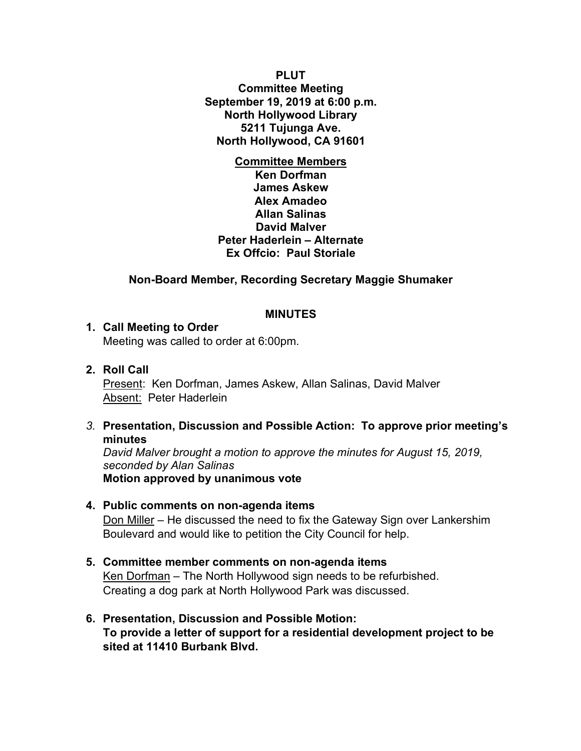**PLUT**
**Committee Meeting**
**September 19, 2019 at 6:00 p.m.**
**North Hollywood Library**
**5211 Tujunga Ave.**
**North Hollywood, CA 91601**

**Committee Members**
**Ken Dorfman**
**James Askew**
**Alex Amadeo**
**Allan Salinas**
**David Malver**
**Peter Haderlein – Alternate**
**Ex Offcio: Paul Storiale**

**Non-Board Member, Recording Secretary Maggie Shumaker**

## MINUTES

1. **Call Meeting to Order**
   Meeting was called to order at 6:00pm.

2. **Roll Call**
   Present: Ken Dorfman, James Askew, Allan Salinas, David Malver
   Absent: Peter Haderlein

3. **Presentation, Discussion and Possible Action: To approve prior meeting's minutes**
   *David Malver brought a motion to approve the minutes for August 15, 2019, seconded by Alan Salinas*
   **Motion approved by unanimous vote**

4. **Public comments on non-agenda items**
   Don Miller – He discussed the need to fix the Gateway Sign over Lankershim Boulevard and would like to petition the City Council for help.

5. **Committee member comments on non-agenda items**
   Ken Dorfman – The North Hollywood sign needs to be refurbished.
   Creating a dog park at North Hollywood Park was discussed.

6. **Presentation, Discussion and Possible Motion:**
   **To provide a letter of support for a residential development project to be sited at 11410 Burbank Blvd.**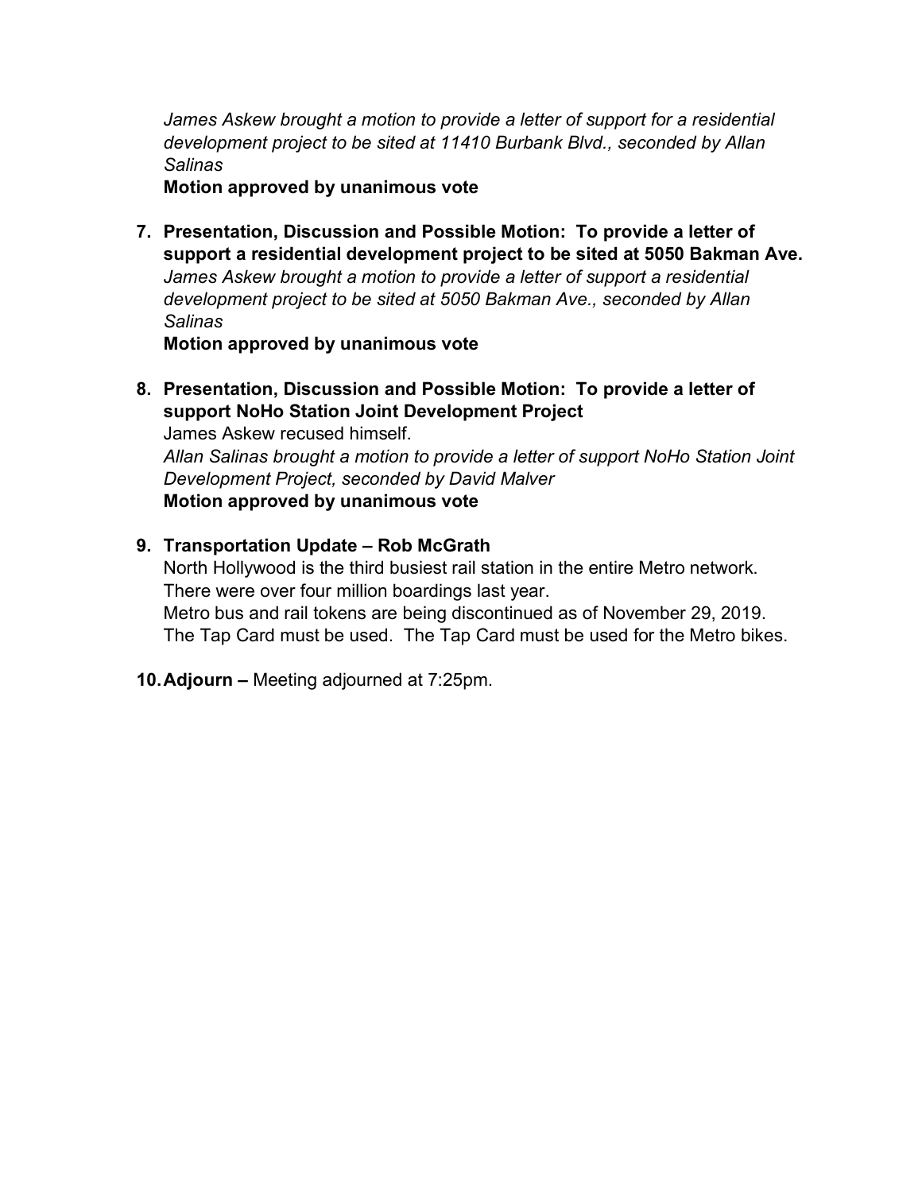*James Askew brought a motion to provide a letter of support for a residential development project to be sited at 11410 Burbank Blvd., seconded by Allan Salinas*

**Motion approved by unanimous vote**

7. **Presentation, Discussion and Possible Motion: To provide a letter of support a residential development project to be sited at 5050 Bakman Ave.**

   *James Askew brought a motion to provide a letter of support a residential development project to be sited at 5050 Bakman Ave., seconded by Allan Salinas*

   **Motion approved by unanimous vote**

8. **Presentation, Discussion and Possible Motion: To provide a letter of support NoHo Station Joint Development Project**

   James Askew recused himself.

   *Allan Salinas brought a motion to provide a letter of support NoHo Station Joint Development Project, seconded by David Malver*

   **Motion approved by unanimous vote**

9. **Transportation Update – Rob McGrath**

   North Hollywood is the third busiest rail station in the entire Metro network. There were over four million boardings last year.

   Metro bus and rail tokens are being discontinued as of November 29, 2019. The Tap Card must be used. The Tap Card must be used for the Metro bikes.

10. **Adjourn –** Meeting adjourned at 7:25pm.